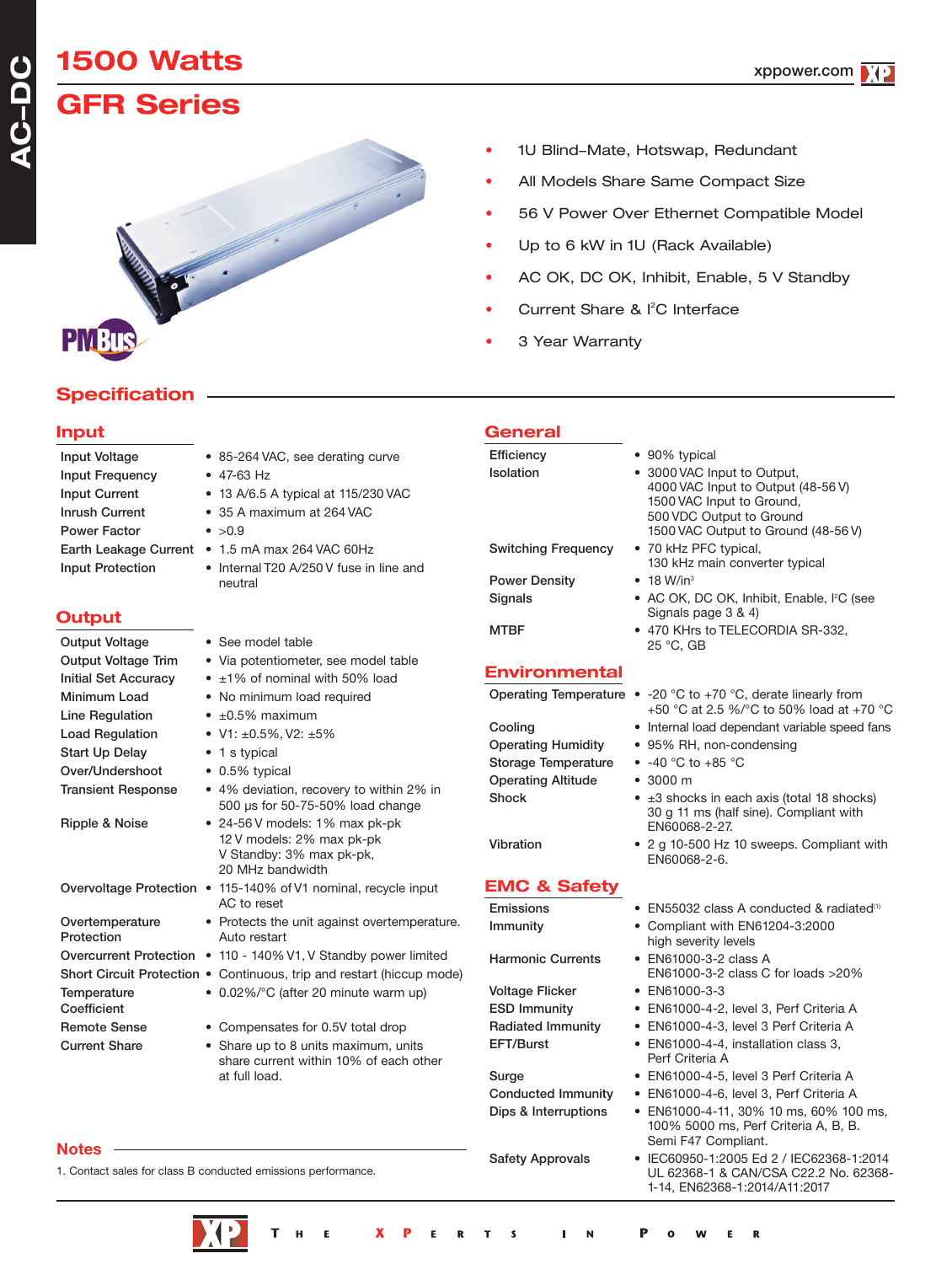# 1500 Watts

# GFR Series

- 1U Blind–Mate, Hotswap, Redundant
- All Models Share Same Compact Size
- 56 V Power Over Ethernet Compatible Model
- Up to 6 kW in 1U (Rack Available)
- AC OK, DC OK, Inhibit, Enable, 5 V Standby
- Current Share & $I^2C$ Interface
- 3 Year Warranty

## Specification

### Input

| | |
|---|---|
| Input Voltage | • 85-264 VAC, see derating curve |
| Input Frequency | • 47-63 Hz |
| Input Current | • 13 A/6.5 A typical at 115/230 VAC |
| Inrush Current | • 35 A maximum at 264 VAC |
| Power Factor | • >0.9 |
| Earth Leakage Current | • 1.5 mA max 264 VAC 60Hz |
| Input Protection | • Internal T20 A/250 V fuse in line and neutral |

### Output

| | |
|---|---|
| Output Voltage | • See model table |
| Output Voltage Trim | • Via potentiometer, see model table |
| Initial Set Accuracy | • ±1% of nominal with 50% load |
| Minimum Load | • No minimum load required |
| Line Regulation | • ±0.5% maximum |
| Load Regulation | • V1: ±0.5%, V2: ±5% |
| Start Up Delay | • 1 s typical |
| Over/Undershoot | • 0.5% typical |
| Transient Response | • 4% deviation, recovery to within 2% in 500 µs for 50-75-50% load change |
| Ripple & Noise | • 24-56 V models: 1% max pk-pk<br>12 V models: 2% max pk-pk<br>V Standby: 3% max pk-pk,<br>20 MHz bandwidth |
| Overvoltage Protection | • 115-140% of V1 nominal, recycle input AC to reset |
| Overtemperature Protection | • Protects the unit against overtemperature. Auto restart |
| Overcurrent Protection | • 110 - 140% V1, V Standby power limited |
| Short Circuit Protection | • Continuous, trip and restart (hiccup mode) |
| Temperature Coefficient | • 0.02%/°C (after 20 minute warm up) |
| Remote Sense | • Compensates for 0.5V total drop |
| Current Share | • Share up to 8 units maximum, units share current within 10% of each other at full load. |

### General

| | |
|---|---|
| Efficiency | • 90% typical |
| Isolation | • 3000 VAC Input to Output,<br>4000 VAC Input to Output (48-56 V)<br>1500 VAC Input to Ground,<br>500 VDC Output to Ground<br>1500 VAC Output to Ground (48-56 V) |
| Switching Frequency | • 70 kHz PFC typical,<br>130 kHz main converter typical |
| Power Density | • 18 W/in³ |
| Signals | • AC OK, DC OK, Inhibit, Enable, $I^2C$ (see Signals page 3 & 4) |
| MTBF | • 470 KHrs to TELECORDIA SR-332, 25 °C, GB |

### Environmental

| | |
|---|---|
| Operating Temperature | • -20 °C to +70 °C, derate linearly from +50 °C at 2.5 %/°C to 50% load at +70 °C |
| Cooling | • Internal load dependant variable speed fans |
| Operating Humidity | • 95% RH, non-condensing |
| Storage Temperature | • -40 °C to +85 °C |
| Operating Altitude | • 3000 m |
| Shock | • ±3 shocks in each axis (total 18 shocks) 30 g 11 ms (half sine). Compliant with EN60068-2-27. |
| Vibration | • 2 g 10-500 Hz 10 sweeps. Compliant with EN60068-2-6. |

### EMC & Safety

| | |
|---|---|
| Emissions | • EN55032 class A conducted & radiated[1] |
| Immunity | • Compliant with EN61204-3:2000 high severity levels |
| Harmonic Currents | • EN61000-3-2 class A<br>EN61000-3-2 class C for loads >20% |
| Voltage Flicker | • EN61000-3-3 |
| ESD Immunity | • EN61000-4-2, level 3, Perf Criteria A |
| Radiated Immunity | • EN61000-4-3, level 3 Perf Criteria A |
| EFT/Burst | • EN61000-4-4, installation class 3, Perf Criteria A |
| Surge | • EN61000-4-5, level 3 Perf Criteria A |
| Conducted Immunity | • EN61000-4-6, level 3, Perf Criteria A |
| Dips & Interruptions | • EN61000-4-11, 30% 10 ms, 60% 100 ms, 100% 5000 ms, Perf Criteria A, B, B. Semi F47 Compliant. |
| Safety Approvals | • IEC60950-1:2005 Ed 2 / IEC62368-1:2014 UL 62368-1 & CAN/CSA C22.2 No. 62368-1-14, EN62368-1:2014/A11:2017 |

### Notes

1. Contact sales for class B conducted emissions performance.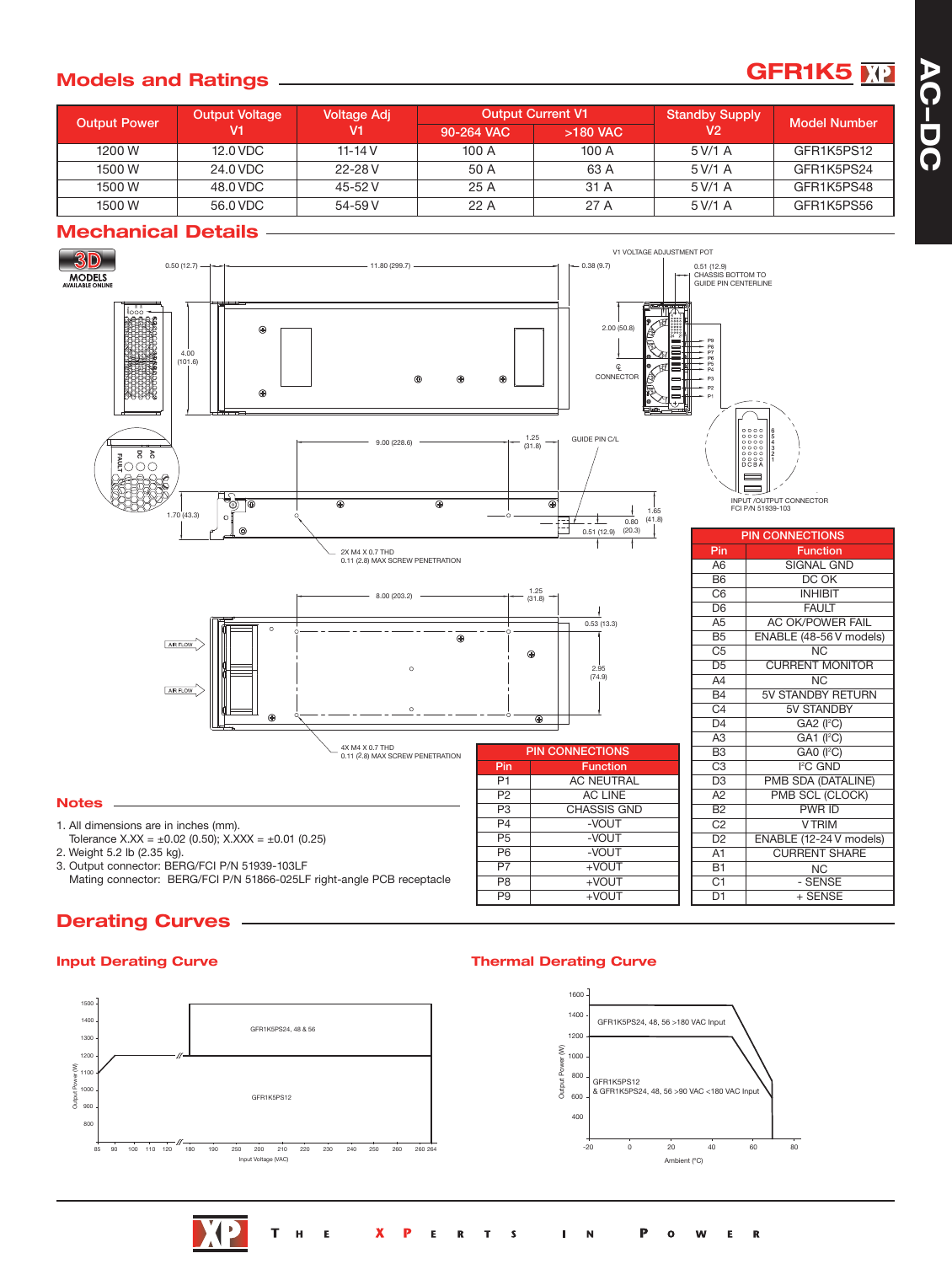## Models and Ratings

| Output Power | Output Voltage V1 | Voltage Adj V1 | Output Current V1 | | Standby Supply V2 | Model Number |
|---|---|---|---|---|---|---|
| | | | 90-264 VAC | >180 VAC | | |
| 1200 W | 12.0 VDC | 11-14 V | 100 A | 100 A | 5 V/1 A | GFR1K5PS12 |
| 1500 W | 24.0 VDC | 22-28 V | 50 A | 63 A | 5 V/1 A | GFR1K5PS24 |
| 1500 W | 48.0 VDC | 45-52 V | 25 A | 31 A | 5 V/1 A | GFR1K5PS48 |
| 1500 W | 56.0 VDC | 54-59 V | 22 A | 27 A | 5 V/1 A | GFR1K5PS56 |

## Mechanical Details

| PIN CONNECTIONS | |
|---|---|
| Pin | Function |
| P1 | AC NEUTRAL |
| P2 | AC LINE |
| P3 | CHASSIS GND |
| P4 | -VOUT |
| P5 | -VOUT |
| P6 | -VOUT |
| P7 | +VOUT |
| P8 | +VOUT |
| P9 | +VOUT |

| PIN CONNECTIONS | |
|---|---|
| Pin | Function |
| A6 | SIGNAL GND |
| B6 | DC OK |
| C6 | INHIBIT |
| D6 | FAULT |
| A5 | AC OK/POWER FAIL |
| B5 | ENABLE (48-56 V models) |
| C5 | NC |
| D5 | CURRENT MONITOR |
| A4 | NC |
| B4 | 5V STANDBY RETURN |
| C4 | 5V STANDBY |
| D4 | GA2 (I²C) |
| A3 | GA1 (I²C) |
| B3 | GA0 (I²C) |
| C3 | I²C GND |
| D3 | PMB SDA (DATALINE) |
| A2 | PMB SCL (CLOCK) |
| B2 | PWR ID |
| C2 | V TRIM |
| D2 | ENABLE (12-24 V models) |
| A1 | CURRENT SHARE |
| B1 | NC |
| C1 | - SENSE |
| D1 | + SENSE |

## Notes

1. All dimensions are in inches (mm).
   Tolerance X.XX = ±0.02 (0.50); X.XXX = ±0.01 (0.25)
2. Weight 5.2 lb (2.35 kg).
3. Output connector: BERG/FCI P/N 51939-103LF
   Mating connector: BERG/FCI P/N 51866-025LF right-angle PCB receptacle

## Derating Curves

### Input Derating Curve

### Thermal Derating Curve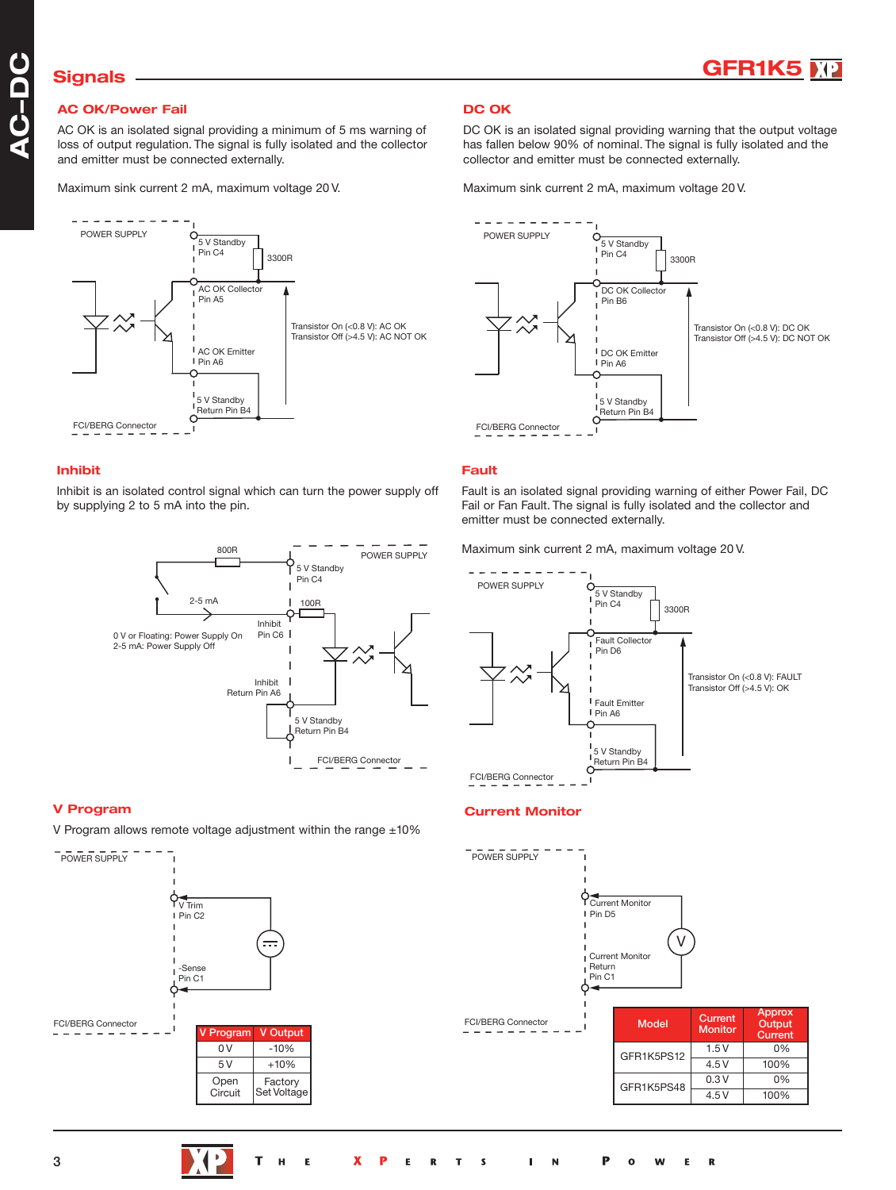## Signals

### AC OK/Power Fail

AC OK is an isolated signal providing a minimum of 5 ms warning of loss of output regulation. The signal is fully isolated and the collector and emitter must be connected externally.

Maximum sink current 2 mA, maximum voltage 20 V.

POWER SUPPLY
5 V Standby Pin C4
3300R
AC OK Collector Pin A5
Transistor On (<0.8 V): AC OK
Transistor Off (>4.5 V): AC NOT OK
AC OK Emitter Pin A6
5 V Standby Return Pin B4
FCI/BERG Connector

### DC OK

DC OK is an isolated signal providing warning that the output voltage has fallen below 90% of nominal. The signal is fully isolated and the collector and emitter must be connected externally.

Maximum sink current 2 mA, maximum voltage 20 V.

POWER SUPPLY
5 V Standby Pin C4
3300R
DC OK Collector Pin B6
Transistor On (<0.8 V): DC OK
Transistor Off (>4.5 V): DC NOT OK
DC OK Emitter Pin A6
5 V Standby Return Pin B4
FCI/BERG Connector

### Inhibit

Inhibit is an isolated control signal which can turn the power supply off by supplying 2 to 5 mA into the pin.

800R
POWER SUPPLY
5 V Standby Pin C4
2-5 mA
100R
Inhibit Pin C6
0 V or Floating: Power Supply On
2-5 mA: Power Supply Off
Inhibit Return Pin A6
5 V Standby Return Pin B4
FCI/BERG Connector

### Fault

Fault is an isolated signal providing warning of either Power Fail, DC Fail or Fan Fault. The signal is fully isolated and the collector and emitter must be connected externally.

Maximum sink current 2 mA, maximum voltage 20 V.

POWER SUPPLY
5 V Standby Pin C4
3300R
Fault Collector Pin D6
Transistor On (<0.8 V): FAULT
Transistor Off (>4.5 V): OK
Fault Emitter Pin A6
5 V Standby Return Pin B4
FCI/BERG Connector

### V Program

V Program allows remote voltage adjustment within the range ±10%

POWER SUPPLY
V Trim Pin C2
-Sense Pin C1
FCI/BERG Connector

| V Program | V Output |
|---|---|
| 0 V | -10% |
| 5 V | +10% |
| Open Circuit | Factory Set Voltage |

### Current Monitor

POWER SUPPLY
Current Monitor Pin D5
V
Current Monitor Return Pin C1
FCI/BERG Connector

| Model | Current Monitor | Approx Output Current |
|---|---|---|
| GFR1K5PS12 | 1.5 V | 0% |
| | 4.5 V | 100% |
| GFR1K5PS48 | 0.3 V | 0% |
| | 4.5 V | 100% |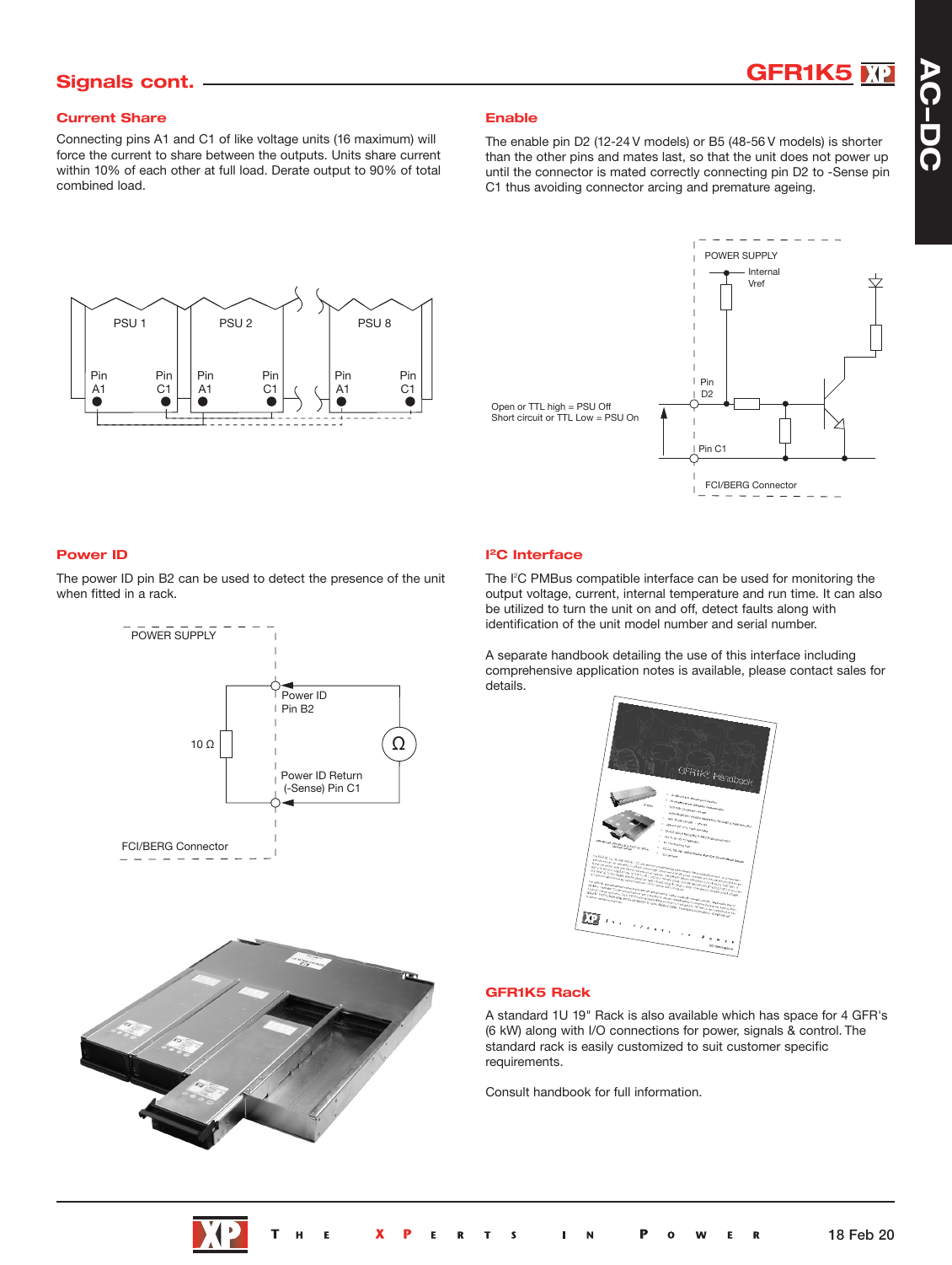## Signals cont.

### Current Share

Connecting pins A1 and C1 of like voltage units (16 maximum) will force the current to share between the outputs. Units share current within 10% of each other at full load. Derate output to 90% of total combined load.

PSU 1
Pin A1
Pin C1
PSU 2
Pin A1
Pin C1
PSU 8
Pin A1
Pin C1

### Enable

The enable pin D2 (12-24 V models) or B5 (48-56 V models) is shorter than the other pins and mates last, so that the unit does not power up until the connector is mated correctly connecting pin D2 to -Sense pin C1 thus avoiding connector arcing and premature ageing.

POWER SUPPLY
Internal Vref
Pin D2
Pin C1
Open or TTL high = PSU Off
Short circuit or TTL Low = PSU On
FCI/BERG Connector

### Power ID

The power ID pin B2 can be used to detect the presence of the unit when fitted in a rack.

POWER SUPPLY
Power ID Pin B2
10 Ω
Ω
Power ID Return (-Sense) Pin C1
FCI/BERG Connector

### I²C Interface

The I²C PMBus compatible interface can be used for monitoring the output voltage, current, internal temperature and run time. It can also be utilized to turn the unit on and off, detect faults along with identification of the unit model number and serial number.

A separate handbook detailing the use of this interface including comprehensive application notes is available, please contact sales for details.

### GFR1K5 Rack

A standard 1U 19" Rack is also available which has space for 4 GFR's (6 kW) along with I/O connections for power, signals & control. The standard rack is easily customized to suit customer specific requirements.

Consult handbook for full information.